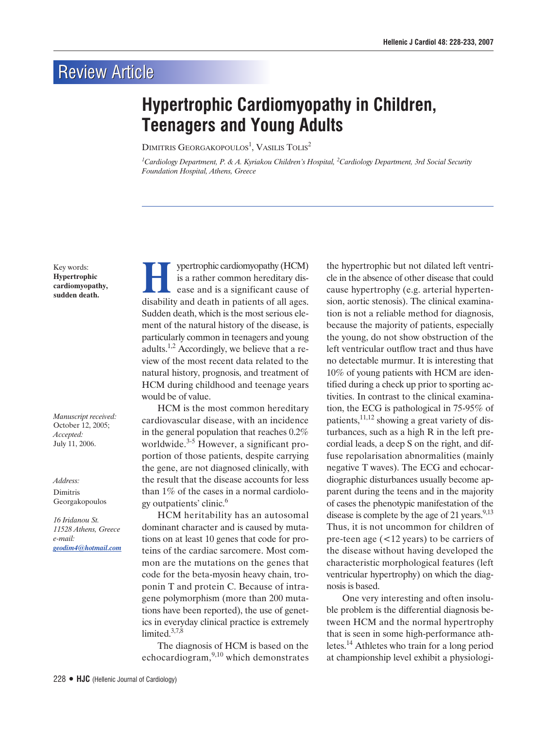Review Article

# Hypertrophic Cardiomyopathy in Children, Teenagers and Young Adults

Dimitris Georgakopoulos[1], Vasilis Tolis[2]

[1]*Cardiology Department, P. & A. Kyriakou Children's Hospital,* [2]*Cardiology Department, 3rd Social Security Foundation Hospital, Athens, Greece*

Key words: **Hypertrophic cardiomyopathy, sudden death.**

*Manuscript received:* October 12, 2005; *Accepted:* July 11, 2006.

*Address:* Dimitris Georgakopoulos

*16 Iridanou St. 11528 Athens, Greece e-mail:* *geodim4@hotmail.com*

Hypertrophic cardiomyopathy (HCM) is a rather common hereditary disease and is a significant cause of disability and death in patients of all ages. Sudden death, which is the most serious element of the natural history of the disease, is particularly common in teenagers and young adults.[1,2] Accordingly, we believe that a review of the most recent data related to the natural history, prognosis, and treatment of HCM during childhood and teenage years would be of value.

HCM is the most common hereditary cardiovascular disease, with an incidence in the general population that reaches 0.2% worldwide.[3-5] However, a significant proportion of those patients, despite carrying the gene, are not diagnosed clinically, with the result that the disease accounts for less than 1% of the cases in a normal cardiology outpatients' clinic.[6]

HCM heritability has an autosomal dominant character and is caused by mutations on at least 10 genes that code for proteins of the cardiac sarcomere. Most common are the mutations on the genes that code for the beta-myosin heavy chain, troponin T and protein C. Because of intragene polymorphism (more than 200 mutations have been reported), the use of genetics in everyday clinical practice is extremely limited.[3,7,8]

The diagnosis of HCM is based on the echocardiogram,[9,10] which demonstrates the hypertrophic but not dilated left ventricle in the absence of other disease that could cause hypertrophy (e.g. arterial hypertension, aortic stenosis). The clinical examination is not a reliable method for diagnosis, because the majority of patients, especially the young, do not show obstruction of the left ventricular outflow tract and thus have no detectable murmur. It is interesting that 10% of young patients with HCM are identified during a check up prior to sporting activities. In contrast to the clinical examination, the ECG is pathological in 75-95% of patients,[11,12] showing a great variety of disturbances, such as a high R in the left precordial leads, a deep S on the right, and diffuse repolarisation abnormalities (mainly negative T waves). The ECG and echocardiographic disturbances usually become apparent during the teens and in the majority of cases the phenotypic manifestation of the disease is complete by the age of 21 years.[9,13] Thus, it is not uncommon for children of pre-teen age (<12 years) to be carriers of the disease without having developed the characteristic morphological features (left ventricular hypertrophy) on which the diagnosis is based.

One very interesting and often insoluble problem is the differential diagnosis between HCM and the normal hypertrophy that is seen in some high-performance athletes.[14] Athletes who train for a long period at championship level exhibit a physiologi-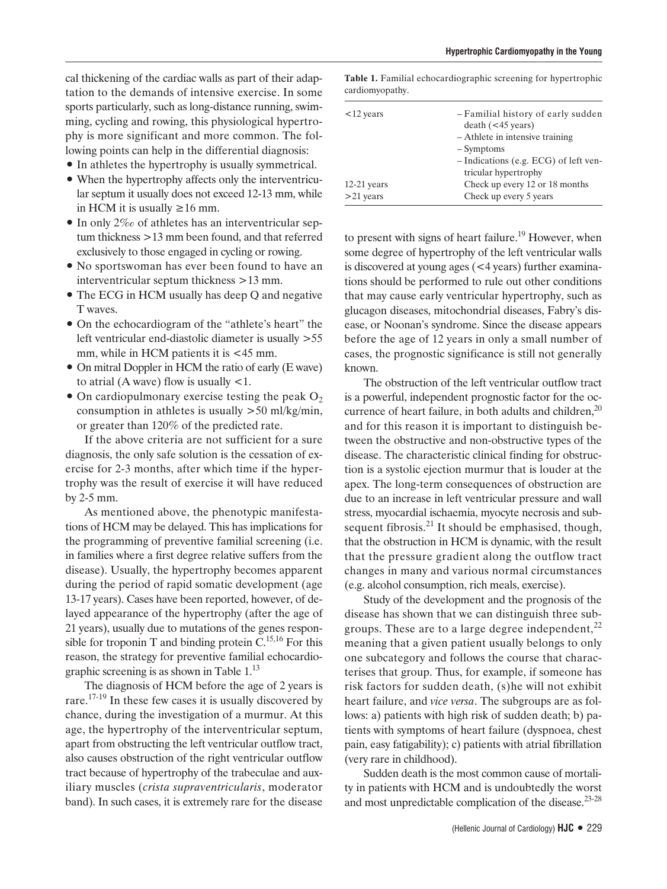cal thickening of the cardiac walls as part of their adaptation to the demands of intensive exercise. In some sports particularly, such as long-distance running, swimming, cycling and rowing, this physiological hypertrophy is more significant and more common. The following points can help in the differential diagnosis:

- In athletes the hypertrophy is usually symmetrical.
- When the hypertrophy affects only the interventricular septum it usually does not exceed 12-13 mm, while in HCM it is usually ≥16 mm.
- In only 2‰ of athletes has an interventricular septum thickness >13 mm been found, and that referred exclusively to those engaged in cycling or rowing.
- No sportswoman has ever been found to have an interventricular septum thickness >13 mm.
- The ECG in HCM usually has deep Q and negative T waves.
- On the echocardiogram of the "athlete's heart" the left ventricular end-diastolic diameter is usually >55 mm, while in HCM patients it is <45 mm.
- On mitral Doppler in HCM the ratio of early (E wave) to atrial (A wave) flow is usually <1.
- On cardiopulmonary exercise testing the peak $O_2$ consumption in athletes is usually >50 ml/kg/min, or greater than 120% of the predicted rate.

If the above criteria are not sufficient for a sure diagnosis, the only safe solution is the cessation of exercise for 2-3 months, after which time if the hypertrophy was the result of exercise it will have reduced by 2-5 mm.

As mentioned above, the phenotypic manifestations of HCM may be delayed. This has implications for the programming of preventive familial screening (i.e. in families where a first degree relative suffers from the disease). Usually, the hypertrophy becomes apparent during the period of rapid somatic development (age 13-17 years). Cases have been reported, however, of delayed appearance of the hypertrophy (after the age of 21 years), usually due to mutations of the genes responsible for troponin T and binding protein C.[15,16] For this reason, the strategy for preventive familial echocardiographic screening is as shown in Table 1.[13]

**Table 1.** Familial echocardiographic screening for hypertrophic cardiomyopathy.

| | |
|---|---|
| <12 years | – Familial history of early sudden death (<45 years)<br>– Athlete in intensive training<br>– Symptoms<br>– Indications (e.g. ECG) of left ventricular hypertrophy |
| 12-21 years | Check up every 12 or 18 months |
| >21 years | Check up every 5 years |

The diagnosis of HCM before the age of 2 years is rare.[17-19] In these few cases it is usually discovered by chance, during the investigation of a murmur. At this age, the hypertrophy of the interventricular septum, apart from obstructing the left ventricular outflow tract, also causes obstruction of the right ventricular outflow tract because of hypertrophy of the trabeculae and auxiliary muscles (*crista supraventricularis*, moderator band). In such cases, it is extremely rare for the disease to present with signs of heart failure.[19] However, when some degree of hypertrophy of the left ventricular walls is discovered at young ages (<4 years) further examinations should be performed to rule out other conditions that may cause early ventricular hypertrophy, such as glucagon diseases, mitochondrial diseases, Fabry's disease, or Noonan's syndrome. Since the disease appears before the age of 12 years in only a small number of cases, the prognostic significance is still not generally known.

The obstruction of the left ventricular outflow tract is a powerful, independent prognostic factor for the occurrence of heart failure, in both adults and children,[20] and for this reason it is important to distinguish between the obstructive and non-obstructive types of the disease. The characteristic clinical finding for obstruction is a systolic ejection murmur that is louder at the apex. The long-term consequences of obstruction are due to an increase in left ventricular pressure and wall stress, myocardial ischaemia, myocyte necrosis and subsequent fibrosis.[21] It should be emphasised, though, that the obstruction in HCM is dynamic, with the result that the pressure gradient along the outflow tract changes in many and various normal circumstances (e.g. alcohol consumption, rich meals, exercise).

Study of the development and the prognosis of the disease has shown that we can distinguish three subgroups. These are to a large degree independent,[22] meaning that a given patient usually belongs to only one subcategory and follows the course that characterises that group. Thus, for example, if someone has risk factors for sudden death, (s)he will not exhibit heart failure, and *vice versa*. The subgroups are as follows: a) patients with high risk of sudden death; b) patients with symptoms of heart failure (dyspnoea, chest pain, easy fatigability); c) patients with atrial fibrillation (very rare in childhood).

Sudden death is the most common cause of mortality in patients with HCM and is undoubtedly the worst and most unpredictable complication of the disease.[23-28]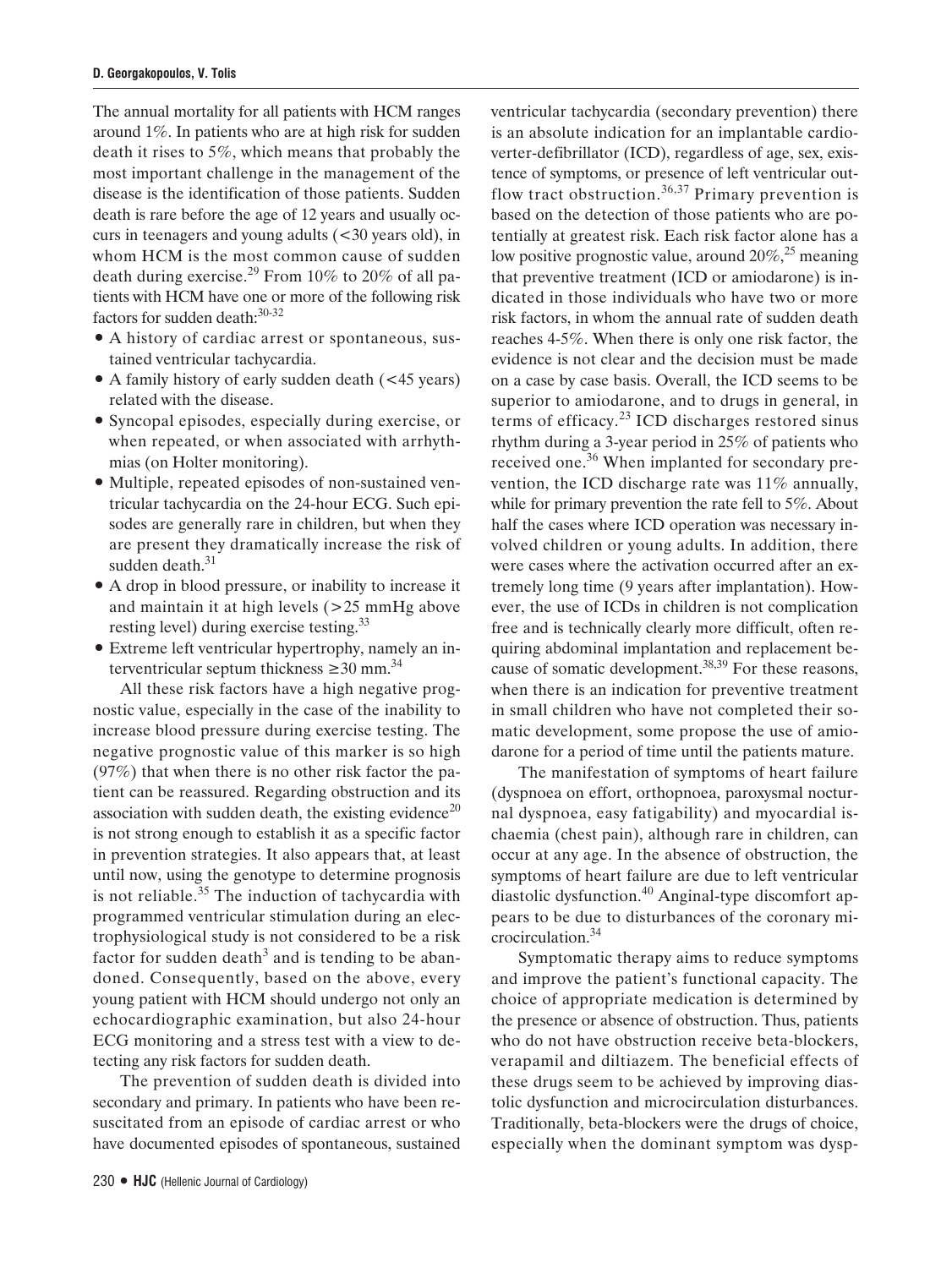The annual mortality for all patients with HCM ranges around 1%. In patients who are at high risk for sudden death it rises to 5%, which means that probably the most important challenge in the management of the disease is the identification of those patients. Sudden death is rare before the age of 12 years and usually occurs in teenagers and young adults (<30 years old), in whom HCM is the most common cause of sudden death during exercise.[29] From 10% to 20% of all patients with HCM have one or more of the following risk factors for sudden death:[30-32]

- A history of cardiac arrest or spontaneous, sustained ventricular tachycardia.
- A family history of early sudden death (<45 years) related with the disease.
- Syncopal episodes, especially during exercise, or when repeated, or when associated with arrhythmias (on Holter monitoring).
- Multiple, repeated episodes of non-sustained ventricular tachycardia on the 24-hour ECG. Such episodes are generally rare in children, but when they are present they dramatically increase the risk of sudden death.[31]
- A drop in blood pressure, or inability to increase it and maintain it at high levels (>25 mmHg above resting level) during exercise testing.[33]
- Extreme left ventricular hypertrophy, namely an interventricular septum thickness ≥30 mm.[34]

All these risk factors have a high negative prognostic value, especially in the case of the inability to increase blood pressure during exercise testing. The negative prognostic value of this marker is so high (97%) that when there is no other risk factor the patient can be reassured. Regarding obstruction and its association with sudden death, the existing evidence[20] is not strong enough to establish it as a specific factor in prevention strategies. It also appears that, at least until now, using the genotype to determine prognosis is not reliable.[35] The induction of tachycardia with programmed ventricular stimulation during an electrophysiological study is not considered to be a risk factor for sudden death[3] and is tending to be abandoned. Consequently, based on the above, every young patient with HCM should undergo not only an echocardiographic examination, but also 24-hour ECG monitoring and a stress test with a view to detecting any risk factors for sudden death.

The prevention of sudden death is divided into secondary and primary. In patients who have been resuscitated from an episode of cardiac arrest or who have documented episodes of spontaneous, sustained ventricular tachycardia (secondary prevention) there is an absolute indication for an implantable cardioverter-defibrillator (ICD), regardless of age, sex, existence of symptoms, or presence of left ventricular outflow tract obstruction.[36,37] Primary prevention is based on the detection of those patients who are potentially at greatest risk. Each risk factor alone has a low positive prognostic value, around 20%,[25] meaning that preventive treatment (ICD or amiodarone) is indicated in those individuals who have two or more risk factors, in whom the annual rate of sudden death reaches 4-5%. When there is only one risk factor, the evidence is not clear and the decision must be made on a case by case basis. Overall, the ICD seems to be superior to amiodarone, and to drugs in general, in terms of efficacy.[23] ICD discharges restored sinus rhythm during a 3-year period in 25% of patients who received one.[36] When implanted for secondary prevention, the ICD discharge rate was 11% annually, while for primary prevention the rate fell to 5%. About half the cases where ICD operation was necessary involved children or young adults. In addition, there were cases where the activation occurred after an extremely long time (9 years after implantation). However, the use of ICDs in children is not complication free and is technically clearly more difficult, often requiring abdominal implantation and replacement because of somatic development.[38,39] For these reasons, when there is an indication for preventive treatment in small children who have not completed their somatic development, some propose the use of amiodarone for a period of time until the patients mature.

The manifestation of symptoms of heart failure (dyspnoea on effort, orthopnoea, paroxysmal nocturnal dyspnoea, easy fatigability) and myocardial ischaemia (chest pain), although rare in children, can occur at any age. In the absence of obstruction, the symptoms of heart failure are due to left ventricular diastolic dysfunction.[40] Anginal-type discomfort appears to be due to disturbances of the coronary microcirculation.[34]

Symptomatic therapy aims to reduce symptoms and improve the patient's functional capacity. The choice of appropriate medication is determined by the presence or absence of obstruction. Thus, patients who do not have obstruction receive beta-blockers, verapamil and diltiazem. The beneficial effects of these drugs seem to be achieved by improving diastolic dysfunction and microcirculation disturbances. Traditionally, beta-blockers were the drugs of choice, especially when the dominant symptom was dysp-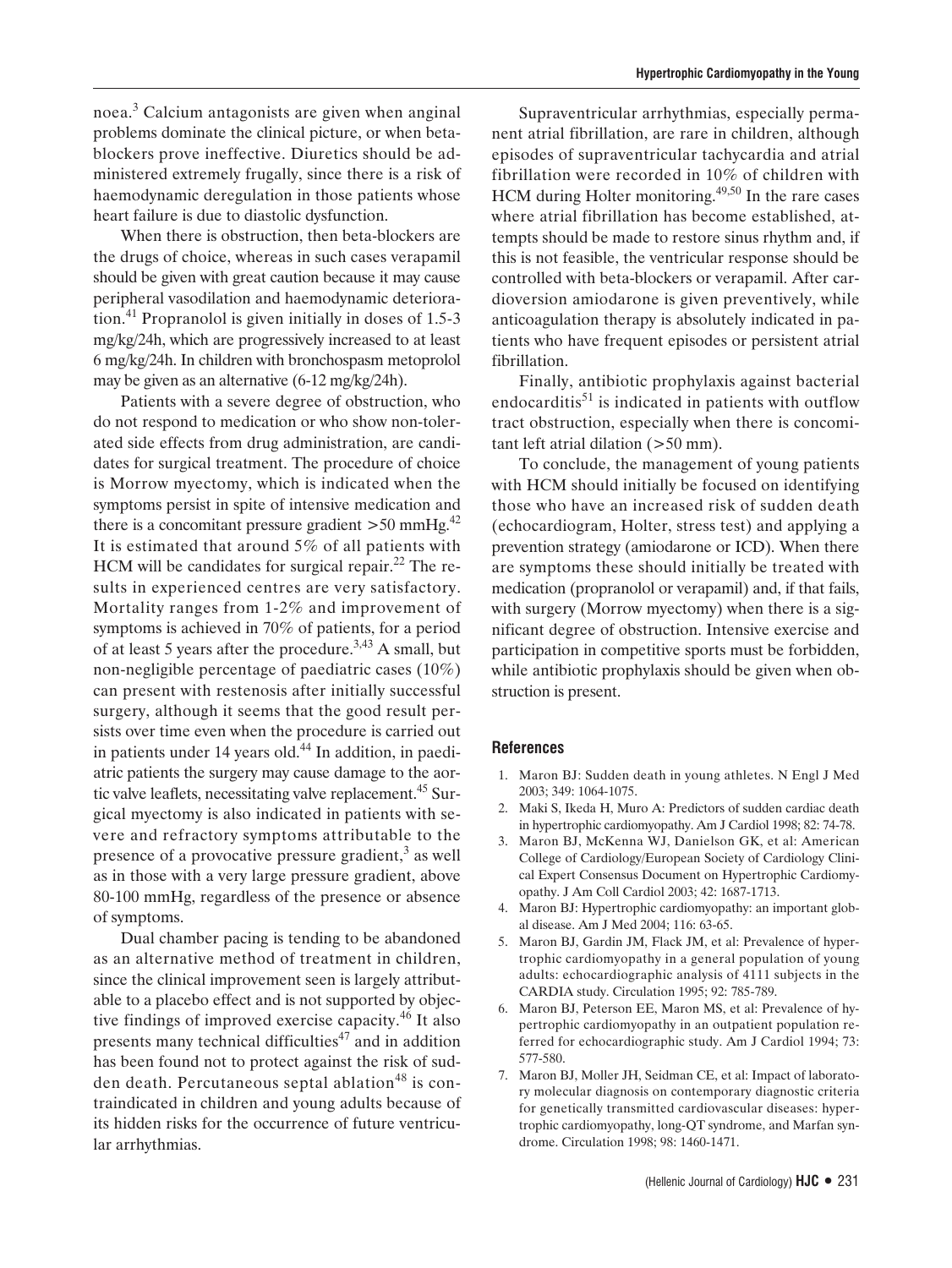noea.[3] Calcium antagonists are given when anginal problems dominate the clinical picture, or when beta-blockers prove ineffective. Diuretics should be administered extremely frugally, since there is a risk of haemodynamic deregulation in those patients whose heart failure is due to diastolic dysfunction.

When there is obstruction, then beta-blockers are the drugs of choice, whereas in such cases verapamil should be given with great caution because it may cause peripheral vasodilation and haemodynamic deterioration.[41] Propranolol is given initially in doses of 1.5-3 mg/kg/24h, which are progressively increased to at least 6 mg/kg/24h. In children with bronchospasm metoprolol may be given as an alternative (6-12 mg/kg/24h).

Patients with a severe degree of obstruction, who do not respond to medication or who show non-tolerated side effects from drug administration, are candidates for surgical treatment. The procedure of choice is Morrow myectomy, which is indicated when the symptoms persist in spite of intensive medication and there is a concomitant pressure gradient >50 mmHg.[42] It is estimated that around 5% of all patients with HCM will be candidates for surgical repair.[22] The results in experienced centres are very satisfactory. Mortality ranges from 1-2% and improvement of symptoms is achieved in 70% of patients, for a period of at least 5 years after the procedure.[3,43] A small, but non-negligible percentage of paediatric cases (10%) can present with restenosis after initially successful surgery, although it seems that the good result persists over time even when the procedure is carried out in patients under 14 years old.[44] In addition, in paediatric patients the surgery may cause damage to the aortic valve leaflets, necessitating valve replacement.[45] Surgical myectomy is also indicated in patients with severe and refractory symptoms attributable to the presence of a provocative pressure gradient,[3] as well as in those with a very large pressure gradient, above 80-100 mmHg, regardless of the presence or absence of symptoms.

Dual chamber pacing is tending to be abandoned as an alternative method of treatment in children, since the clinical improvement seen is largely attributable to a placebo effect and is not supported by objective findings of improved exercise capacity.[46] It also presents many technical difficulties[47] and in addition has been found not to protect against the risk of sudden death. Percutaneous septal ablation[48] is contraindicated in children and young adults because of its hidden risks for the occurrence of future ventricular arrhythmias.

Supraventricular arrhythmias, especially permanent atrial fibrillation, are rare in children, although episodes of supraventricular tachycardia and atrial fibrillation were recorded in 10% of children with HCM during Holter monitoring.[49,50] In the rare cases where atrial fibrillation has become established, attempts should be made to restore sinus rhythm and, if this is not feasible, the ventricular response should be controlled with beta-blockers or verapamil. After cardioversion amiodarone is given preventively, while anticoagulation therapy is absolutely indicated in patients who have frequent episodes or persistent atrial fibrillation.

Finally, antibiotic prophylaxis against bacterial endocarditis[51] is indicated in patients with outflow tract obstruction, especially when there is concomitant left atrial dilation (>50 mm).

To conclude, the management of young patients with HCM should initially be focused on identifying those who have an increased risk of sudden death (echocardiogram, Holter, stress test) and applying a prevention strategy (amiodarone or ICD). When there are symptoms these should initially be treated with medication (propranolol or verapamil) and, if that fails, with surgery (Morrow myectomy) when there is a significant degree of obstruction. Intensive exercise and participation in competitive sports must be forbidden, while antibiotic prophylaxis should be given when obstruction is present.

## References

1. Maron BJ: Sudden death in young athletes. N Engl J Med 2003; 349: 1064-1075.
2. Maki S, Ikeda H, Muro A: Predictors of sudden cardiac death in hypertrophic cardiomyopathy. Am J Cardiol 1998; 82: 74-78.
3. Maron BJ, McKenna WJ, Danielson GK, et al: American College of Cardiology/European Society of Cardiology Clinical Expert Consensus Document on Hypertrophic Cardiomyopathy. J Am Coll Cardiol 2003; 42: 1687-1713.
4. Maron BJ: Hypertrophic cardiomyopathy: an important global disease. Am J Med 2004; 116: 63-65.
5. Maron BJ, Gardin JM, Flack JM, et al: Prevalence of hypertrophic cardiomyopathy in a general population of young adults: echocardiographic analysis of 4111 subjects in the CARDIA study. Circulation 1995; 92: 785-789.
6. Maron BJ, Peterson EE, Maron MS, et al: Prevalence of hypertrophic cardiomyopathy in an outpatient population referred for echocardiographic study. Am J Cardiol 1994; 73: 577-580.
7. Maron BJ, Moller JH, Seidman CE, et al: Impact of laboratory molecular diagnosis on contemporary diagnostic criteria for genetically transmitted cardiovascular diseases: hypertrophic cardiomyopathy, long-QT syndrome, and Marfan syndrome. Circulation 1998; 98: 1460-1471.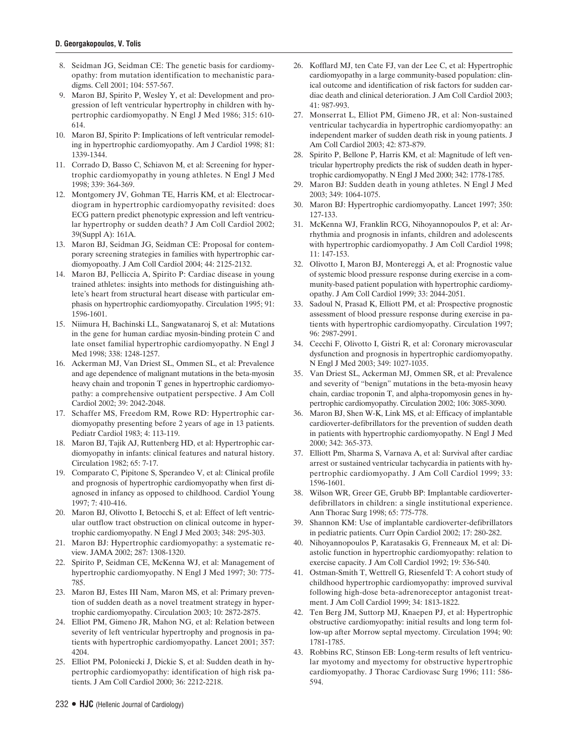8. Seidman JG, Seidman CE: The genetic basis for cardiomyopathy: from mutation identification to mechanistic paradigms. Cell 2001; 104: 557-567.
9. Maron BJ, Spirito P, Wesley Y, et al: Development and progression of left ventricular hypertrophy in children with hypertrophic cardiomyopathy. N Engl J Med 1986; 315: 610-614.
10. Maron BJ, Spirito P: Implications of left ventricular remodeling in hypertrophic cardiomyopathy. Am J Cardiol 1998; 81: 1339-1344.
11. Corrado D, Basso C, Schiavon M, et al: Screening for hypertrophic cardiomyopathy in young athletes. N Engl J Med 1998; 339: 364-369.
12. Montgomery JV, Gohman TE, Harris KM, et al: Electrocardiogram in hypertrophic cardiomyopathy revisited: does ECG pattern predict phenotypic expression and left ventricular hypertrophy or sudden death? J Am Coll Cardiol 2002; 39(Suppl A): 161A.
13. Maron BJ, Seidman JG, Seidman CE: Proposal for contemporary screening strategies in families with hypertrophic cardiomyopoathy. J Am Coll Cardiol 2004; 44: 2125-2132.
14. Maron BJ, Pelliccia A, Spirito P: Cardiac disease in young trained athletes: insights into methods for distinguishing athlete's heart from structural heart disease with particular emphasis on hypertrophic cardiomyopathy. Circulation 1995; 91: 1596-1601.
15. Niimura H, Bachinski LL, Sangwatanaroj S, et al: Mutations in the gene for human cardiac myosin-binding protein C and late onset familial hypertrophic cardiomyopathy. N Engl J Med 1998; 338: 1248-1257.
16. Ackerman MJ, Van Driest SL, Ommen SL, et al: Prevalence and age dependence of malignant mutations in the beta-myosin heavy chain and troponin T genes in hypertrophic cardiomyopathy: a comprehensive outpatient perspective. J Am Coll Cardiol 2002; 39: 2042-2048.
17. Schaffer MS, Freedom RM, Rowe RD: Hypertrophic cardiomyopathy presenting before 2 years of age in 13 patients. Pediatr Cardiol 1983; 4: 113-119.
18. Maron BJ, Tajik AJ, Ruttenberg HD, et al: Hypertrophic cardiomyopathy in infants: clinical features and natural history. Circulation 1982; 65: 7-17.
19. Comparato C, Pipitone S, Sperandeo V, et al: Clinical profile and prognosis of hypertrophic cardiomyopathy when first diagnosed in infancy as opposed to childhood. Cardiol Young 1997; 7: 410-416.
20. Maron BJ, Olivotto I, Betocchi S, et al: Effect of left ventricular outflow tract obstruction on clinical outcome in hypertrophic cardiomyopathy. N Engl J Med 2003; 348: 295-303.
21. Maron BJ: Hypertrophic cardiomyopathy: a systematic review. JAMA 2002; 287: 1308-1320.
22. Spirito P, Seidman CE, McKenna WJ, et al: Management of hypertrophic cardiomyopathy. N Engl J Med 1997; 30: 775-785.
23. Maron BJ, Estes III Nam, Maron MS, et al: Primary prevention of sudden death as a novel treatment strategy in hypertrophic cardiomyopathy. Circulation 2003; 10: 2872-2875.
24. Elliot PM, Gimeno JR, Mahon NG, et al: Relation between severity of left ventricular hypertrophy and prognosis in patients with hypertrophic cardiomyopathy. Lancet 2001; 357: 4204.
25. Elliot PM, Poloniecki J, Dickie S, et al: Sudden death in hypertrophic cardiomyopathy: identification of high risk patients. J Am Coll Cardiol 2000; 36: 2212-2218.
26. Kofflard MJ, ten Cate FJ, van der Lee C, et al: Hypertrophic cardiomyopathy in a large community-based population: clinical outcome and identification of risk factors for sudden cardiac death and clinical deterioration. J Am Coll Cardiol 2003; 41: 987-993.
27. Monserrat L, Elliot PM, Gimeno JR, et al: Non-sustained ventricular tachycardia in hypertrophic cardiomyopathy: an independent marker of sudden death risk in young patients. J Am Coll Cardiol 2003; 42: 873-879.
28. Spirito P, Bellone P, Harris KM, et al: Magnitude of left ventricular hypertrophy predicts the risk of sudden death in hypertrophic cardiomyopathy. N Engl J Med 2000; 342: 1778-1785.
29. Maron BJ: Sudden death in young athletes. N Engl J Med 2003; 349: 1064-1075.
30. Maron BJ: Hypertrophic cardiomyopathy. Lancet 1997; 350: 127-133.
31. McKenna WJ, Franklin RCG, Nihoyannopoulos P, et al: Arrhythmia and prognosis in infants, children and adolescents with hypertrophic cardiomyopathy. J Am Coll Cardiol 1998; 11: 147-153.
32. Olivotto I, Maron BJ, Montereggi A, et al: Prognostic value of systemic blood pressure response during exercise in a community-based patient population with hypertrophic cardiomyopathy. J Am Coll Cardiol 1999; 33: 2044-2051.
33. Sadoul N, Prasad K, Elliott PM, et al: Prospective prognostic assessment of blood pressure response during exercise in patients with hypertrophic cardiomyopathy. Circulation 1997; 96: 2987-2991.
34. Cecchi F, Olivotto I, Gistri R, et al: Coronary microvascular dysfunction and prognosis in hypertrophic cardiomyopathy. N Engl J Med 2003; 349: 1027-1035.
35. Van Driest SL, Ackerman MJ, Ommen SR, et al: Prevalence and severity of "benign" mutations in the beta-myosin heavy chain, cardiac troponin T, and alpha-tropomyosin genes in hypertrophic cardiomyopathy. Circulation 2002; 106: 3085-3090.
36. Maron BJ, Shen W-K, Link MS, et al: Efficacy of implantable cardioverter-defibrillators for the prevention of sudden death in patients with hypertrophic cardiomyopathy. N Engl J Med 2000; 342: 365-373.
37. Elliott Pm, Sharma S, Varnava A, et al: Survival after cardiac arrest or sustained ventricular tachycardia in patients with hypertrophic cardiomyopathy. J Am Coll Cardiol 1999; 33: 1596-1601.
38. Wilson WR, Greer GE, Grubb BP: Implantable cardioverter-defibrillators in children: a single institutional experience. Ann Thorac Surg 1998; 65: 775-778.
39. Shannon KM: Use of implantable cardioverter-defibrillators in pediatric patients. Curr Opin Cardiol 2002; 17: 280-282.
40. Nihoyannopoulos P, Karatasakis G, Frenneaux M, et al: Diastolic function in hypertrophic cardiomyopathy: relation to exercise capacity. J Am Coll Cardiol 1992; 19: 536-540.
41. Ostman-Smith T, Wettrell G, Riesenfeld T: A cohort study of childhood hypertrophic cardiomyopathy: improved survival following high-dose beta-adrenoreceptor antagonist treatment. J Am Coll Cardiol 1999; 34: 1813-1822.
42. Ten Berg JM, Suttorp MJ, Knaepen PJ, et al: Hypertrophic obstructive cardiomyopathy: initial results and long term follow-up after Morrow septal myectomy. Circulation 1994; 90: 1781-1785.
43. Robbins RC, Stinson EB: Long-term results of left ventricular myotomy and myectomy for obstructive hypertrophic cardiomyopathy. J Thorac Cardiovasc Surg 1996; 111: 586-594.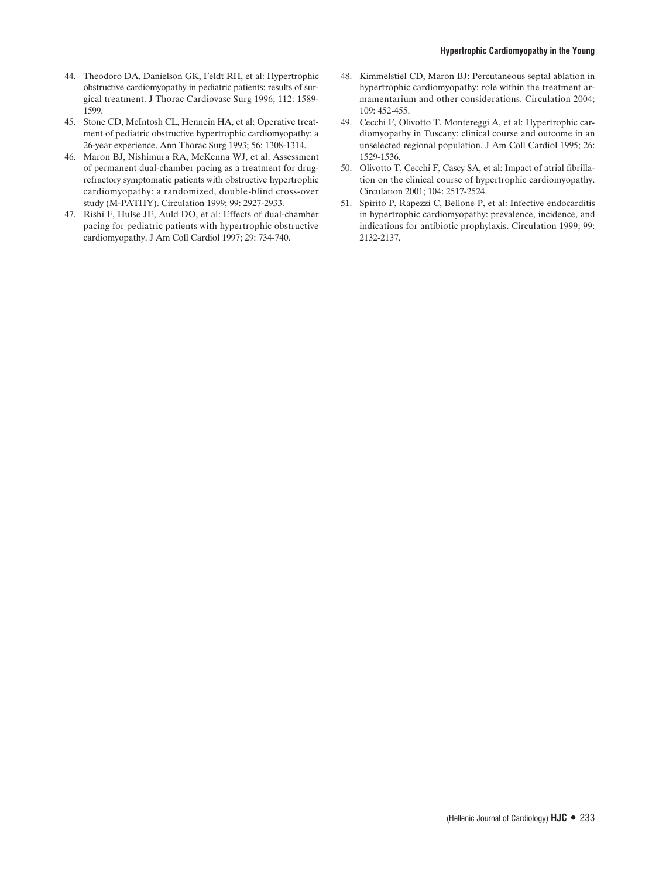44. Theodoro DA, Danielson GK, Feldt RH, et al: Hypertrophic obstructive cardiomyopathy in pediatric patients: results of surgical treatment. J Thorac Cardiovasc Surg 1996; 112: 1589-1599.
45. Stone CD, McIntosh CL, Hennein HA, et al: Operative treatment of pediatric obstructive hypertrophic cardiomyopathy: a 26-year experience. Ann Thorac Surg 1993; 56: 1308-1314.
46. Maron BJ, Nishimura RA, McKenna WJ, et al: Assessment of permanent dual-chamber pacing as a treatment for drug-refractory symptomatic patients with obstructive hypertrophic cardiomyopathy: a randomized, double-blind cross-over study (M-PATHY). Circulation 1999; 99: 2927-2933.
47. Rishi F, Hulse JE, Auld DO, et al: Effects of dual-chamber pacing for pediatric patients with hypertrophic obstructive cardiomyopathy. J Am Coll Cardiol 1997; 29: 734-740.
48. Kimmelstiel CD, Maron BJ: Percutaneous septal ablation in hypertrophic cardiomyopathy: role within the treatment armamentarium and other considerations. Circulation 2004; 109: 452-455.
49. Cecchi F, Olivotto T, Montereggi A, et al: Hypertrophic cardiomyopathy in Tuscany: clinical course and outcome in an unselected regional population. J Am Coll Cardiol 1995; 26: 1529-1536.
50. Olivotto T, Cecchi F, Cascy SA, et al: Impact of atrial fibrillation on the clinical course of hypertrophic cardiomyopathy. Circulation 2001; 104: 2517-2524.
51. Spirito P, Rapezzi C, Bellone P, et al: Infective endocarditis in hypertrophic cardiomyopathy: prevalence, incidence, and indications for antibiotic prophylaxis. Circulation 1999; 99: 2132-2137.